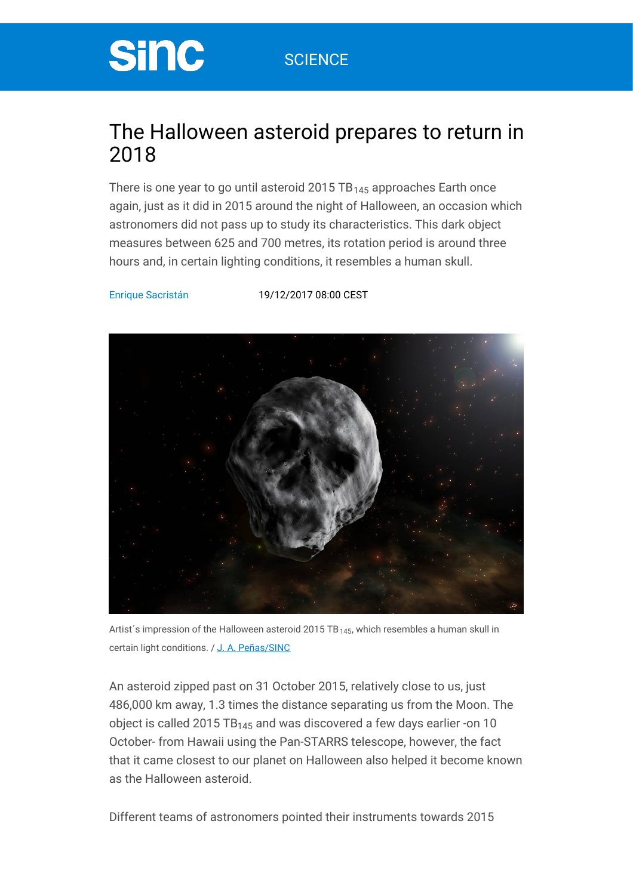sinc SCIENCE

# The Halloween asteroid prepares to return in 2018

There is one year to go until asteroid 2015 $TB_{145}$ approaches Earth once again, just as it did in 2015 around the night of Halloween, an occasion which astronomers did not pass up to study its characteristics. This dark object measures between 625 and 700 metres, its rotation period is around three hours and, in certain lighting conditions, it resembles a human skull.

Enrique Sacristán 19/12/2017 08:00 CEST

Artist´s impression of the Halloween asteroid 2015 $TB_{145}$, which resembles a human skull in certain light conditions. / J. A. Peñas/SINC

An asteroid zipped past on 31 October 2015, relatively close to us, just 486,000 km away, 1.3 times the distance separating us from the Moon. The object is called 2015 $TB_{145}$ and was discovered a few days earlier -on 10 October- from Hawaii using the Pan-STARRS telescope, however, the fact that it came closest to our planet on Halloween also helped it become known as the Halloween asteroid.

Different teams of astronomers pointed their instruments towards 2015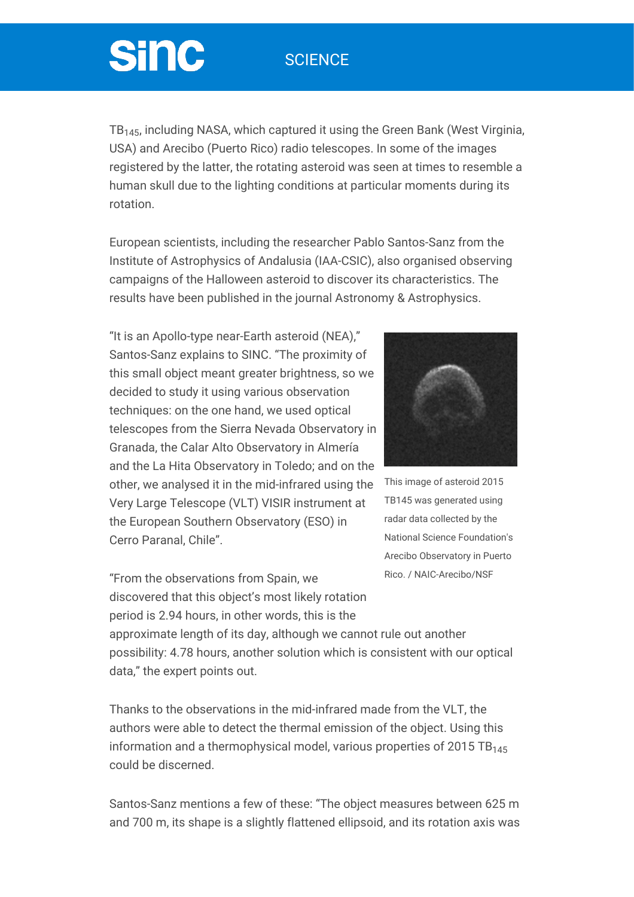$TB_{145}$, including NASA, which captured it using the Green Bank (West Virginia, USA) and Arecibo (Puerto Rico) radio telescopes. In some of the images registered by the latter, the rotating asteroid was seen at times to resemble a human skull due to the lighting conditions at particular moments during its rotation.

European scientists, including the researcher Pablo Santos-Sanz from the Institute of Astrophysics of Andalusia (IAA-CSIC), also organised observing campaigns of the Halloween asteroid to discover its characteristics. The results have been published in the journal Astronomy & Astrophysics.

"It is an Apollo-type near-Earth asteroid (NEA)," Santos-Sanz explains to SINC. "The proximity of this small object meant greater brightness, so we decided to study it using various observation techniques: on the one hand, we used optical telescopes from the Sierra Nevada Observatory in Granada, the Calar Alto Observatory in Almería and the La Hita Observatory in Toledo; and on the other, we analysed it in the mid-infrared using the Very Large Telescope (VLT) VISIR instrument at the European Southern Observatory (ESO) in Cerro Paranal, Chile".

This image of asteroid 2015 TB145 was generated using radar data collected by the National Science Foundation's Arecibo Observatory in Puerto Rico. / NAIC-Arecibo/NSF

"From the observations from Spain, we discovered that this object's most likely rotation period is 2.94 hours, in other words, this is the approximate length of its day, although we cannot rule out another possibility: 4.78 hours, another solution which is consistent with our optical data," the expert points out.

Thanks to the observations in the mid-infrared made from the VLT, the authors were able to detect the thermal emission of the object. Using this information and a thermophysical model, various properties of 2015 $TB_{145}$ could be discerned.

Santos-Sanz mentions a few of these: "The object measures between 625 m and 700 m, its shape is a slightly flattened ellipsoid, and its rotation axis was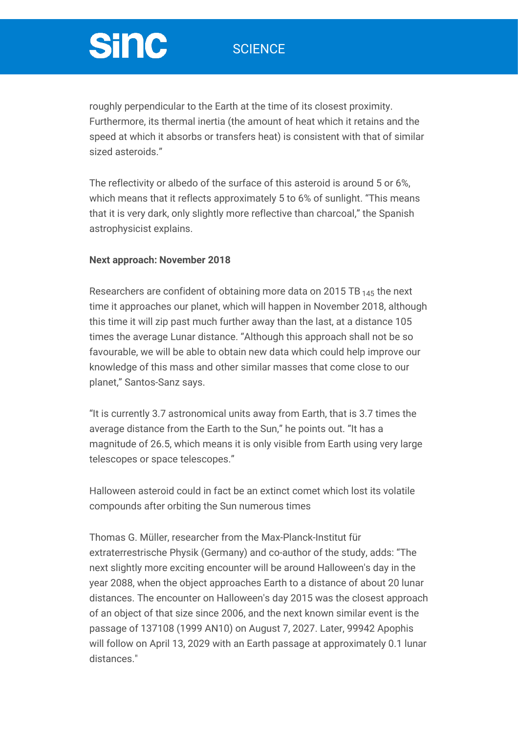roughly perpendicular to the Earth at the time of its closest proximity. Furthermore, its thermal inertia (the amount of heat which it retains and the speed at which it absorbs or transfers heat) is consistent with that of similar sized asteroids."

The reflectivity or albedo of the surface of this asteroid is around 5 or 6%, which means that it reflects approximately 5 to 6% of sunlight. "This means that it is very dark, only slightly more reflective than charcoal," the Spanish astrophysicist explains.

**Next approach: November 2018**

Researchers are confident of obtaining more data on 2015 $TB_{145}$ the next time it approaches our planet, which will happen in November 2018, although this time it will zip past much further away than the last, at a distance 105 times the average Lunar distance. "Although this approach shall not be so favourable, we will be able to obtain new data which could help improve our knowledge of this mass and other similar masses that come close to our planet," Santos-Sanz says.

"It is currently 3.7 astronomical units away from Earth, that is 3.7 times the average distance from the Earth to the Sun," he points out. "It has a magnitude of 26.5, which means it is only visible from Earth using very large telescopes or space telescopes."

Halloween asteroid could in fact be an extinct comet which lost its volatile compounds after orbiting the Sun numerous times

Thomas G. Müller, researcher from the Max-Planck-Institut für extraterrestrische Physik (Germany) and co-author of the study, adds: "The next slightly more exciting encounter will be around Halloween's day in the year 2088, when the object approaches Earth to a distance of about 20 lunar distances. The encounter on Halloween's day 2015 was the closest approach of an object of that size since 2006, and the next known similar event is the passage of 137108 (1999 AN10) on August 7, 2027. Later, 99942 Apophis will follow on April 13, 2029 with an Earth passage at approximately 0.1 lunar distances."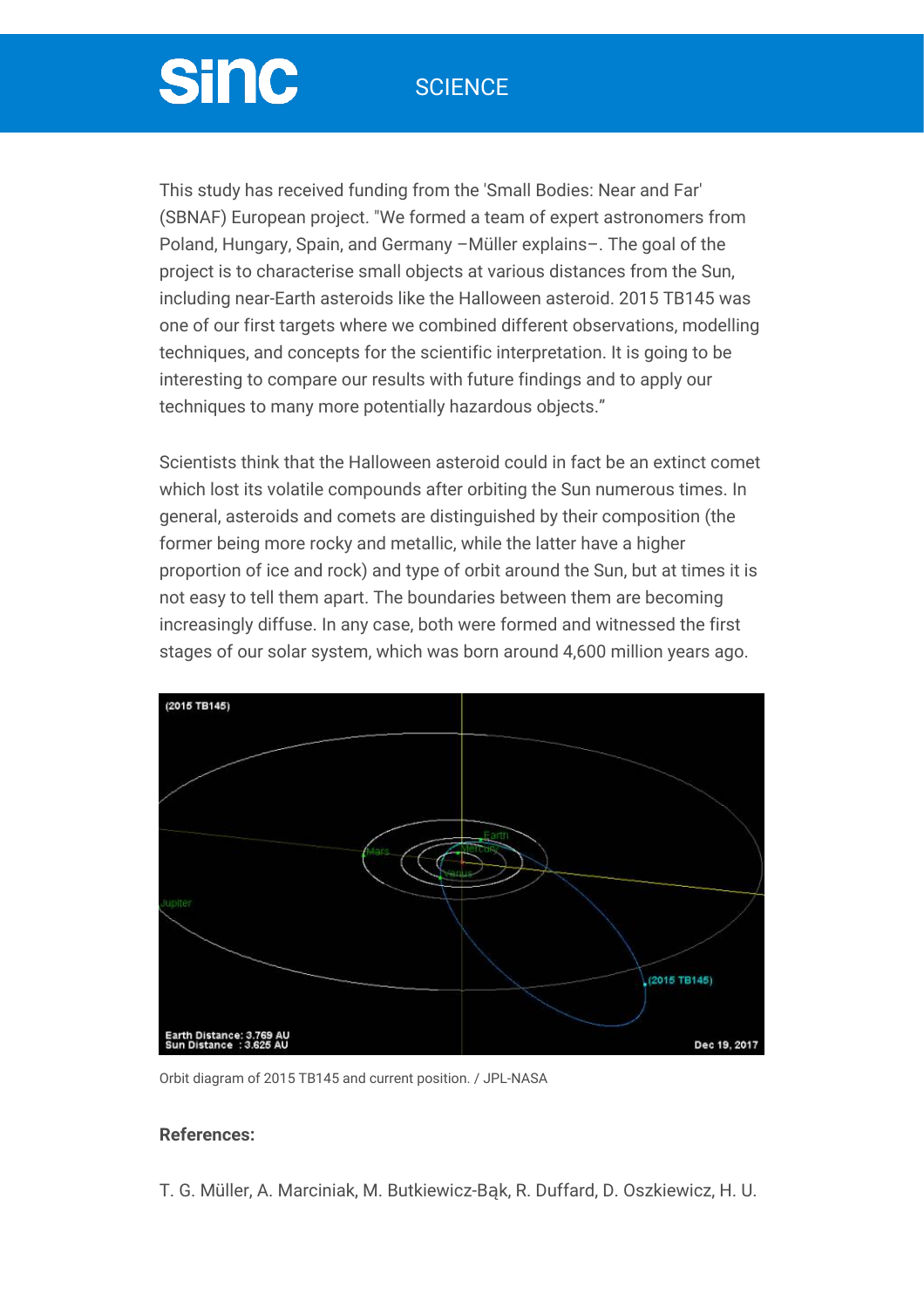This study has received funding from the 'Small Bodies: Near and Far' (SBNAF) European project. "We formed a team of expert astronomers from Poland, Hungary, Spain, and Germany –Müller explains–. The goal of the project is to characterise small objects at various distances from the Sun, including near-Earth asteroids like the Halloween asteroid. 2015 TB145 was one of our first targets where we combined different observations, modelling techniques, and concepts for the scientific interpretation. It is going to be interesting to compare our results with future findings and to apply our techniques to many more potentially hazardous objects."

Scientists think that the Halloween asteroid could in fact be an extinct comet which lost its volatile compounds after orbiting the Sun numerous times. In general, asteroids and comets are distinguished by their composition (the former being more rocky and metallic, while the latter have a higher proportion of ice and rock) and type of orbit around the Sun, but at times it is not easy to tell them apart. The boundaries between them are becoming increasingly diffuse. In any case, both were formed and witnessed the first stages of our solar system, which was born around 4,600 million years ago.

Orbit diagram of 2015 TB145 and current position. / JPL-NASA

**References:**

T. G. Müller, A. Marciniak, M. Butkiewicz-Bąk, R. Duffard, D. Oszkiewicz, H. U.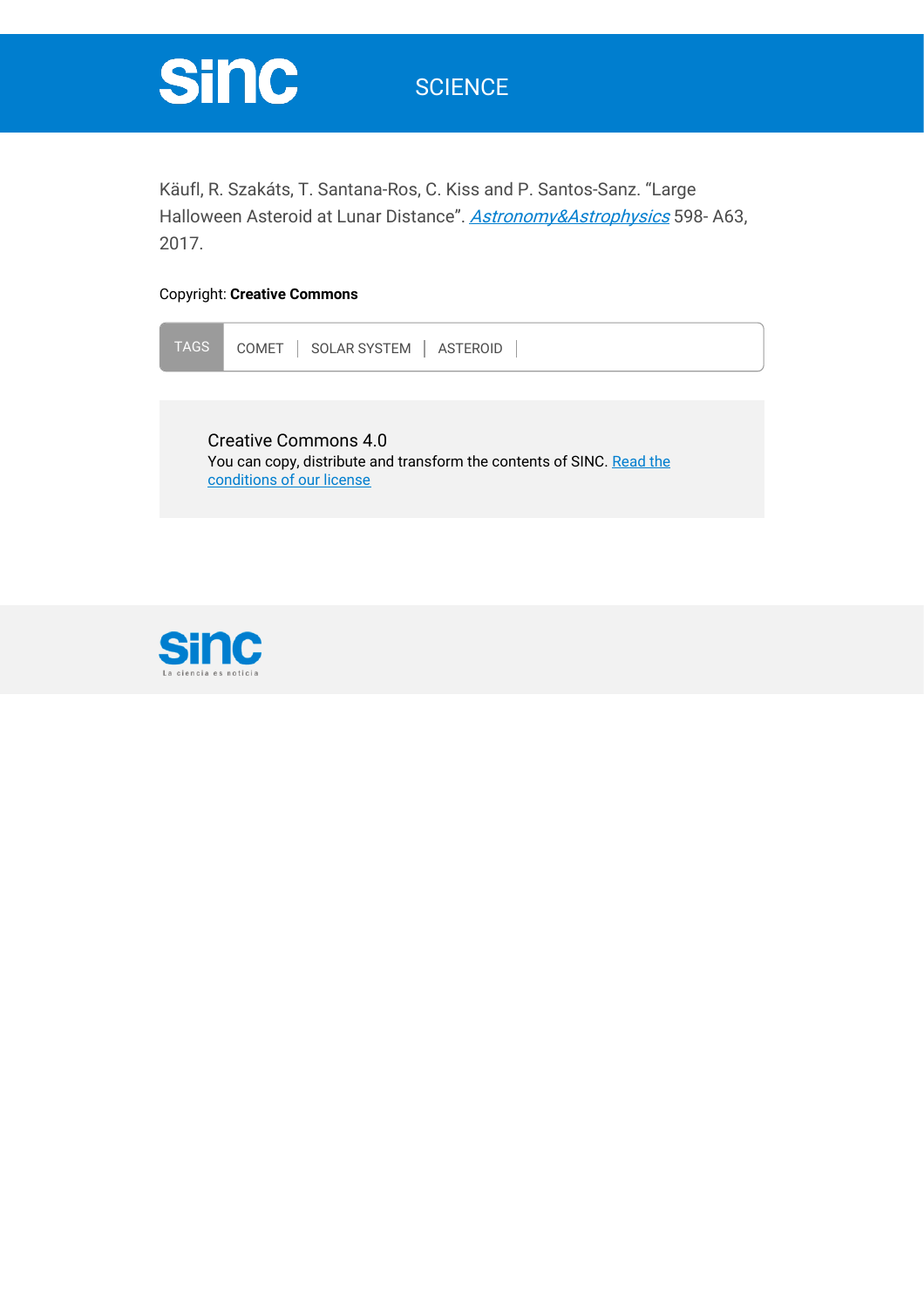Käufl, R. Szakáts, T. Santana-Ros, C. Kiss and P. Santos-Sanz. "Large Halloween Asteroid at Lunar Distance". *Astronomy&Astrophysics* 598- A63, 2017.

Copyright: **Creative Commons**

TAGS: COMET | SOLAR SYSTEM | ASTEROID

Creative Commons 4.0

You can copy, distribute and transform the contents of SINC. Read the conditions of our license